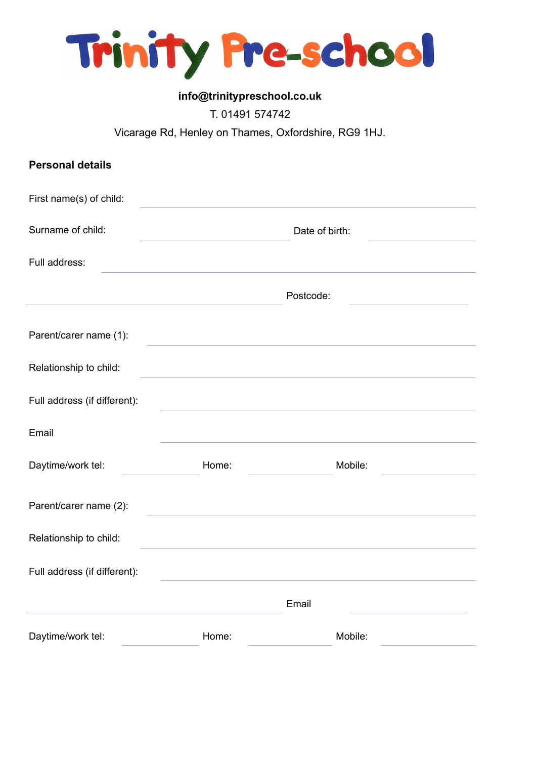# Trinity Pre-school

**info@trinitypreschool.co.uk**

T. 01491 574742

Vicarage Rd, Henley on Thames, Oxfordshire, RG9 1HJ.

**Personal details**

First name(s) of child: ______________________________

Surname of child: ______________________ Date of birth: ______________

Full address: ______________________________

______________________________ Postcode: ______________

Parent/carer name (1): ______________________________

Relationship to child: ______________________________

Full address (if different): ______________________________

Email ______________________________

Daytime/work tel: ____________ Home: ____________ Mobile: ____________

Parent/carer name (2): ______________________________

Relationship to child: ______________________________

Full address (if different): ______________________________

______________________________ Email ______________

Daytime/work tel: ____________ Home: ____________ Mobile: ____________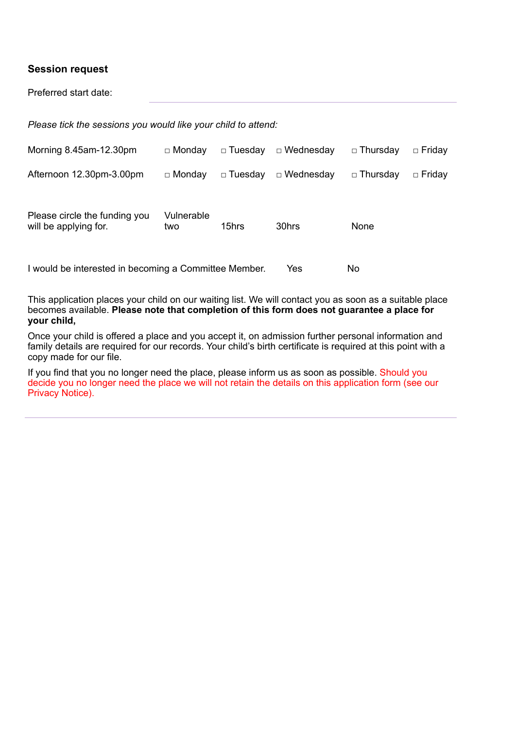**Session request**

Preferred start date: ______________________________

*Please tick the sessions you would like your child to attend:*

| | | | | | |
|---|---|---|---|---|---|
| Morning 8.45am-12.30pm | □ Monday | □ Tuesday | □ Wednesday | □ Thursday | □ Friday |
| Afternoon 12.30pm-3.00pm | □ Monday | □ Tuesday | □ Wednesday | □ Thursday | □ Friday |

| | | | | |
|---|---|---|---|---|
| Please circle the funding you will be applying for. | Vulnerable two | 15hrs | 30hrs | None |

I would be interested in becoming a Committee Member. Yes No

This application places your child on our waiting list. We will contact you as soon as a suitable place becomes available. **Please note that completion of this form does not guarantee a place for your child,**

Once your child is offered a place and you accept it, on admission further personal information and family details are required for our records. Your child's birth certificate is required at this point with a copy made for our file.

If you find that you no longer need the place, please inform us as soon as possible. Should you decide you no longer need the place we will not retain the details on this application form (see our Privacy Notice).